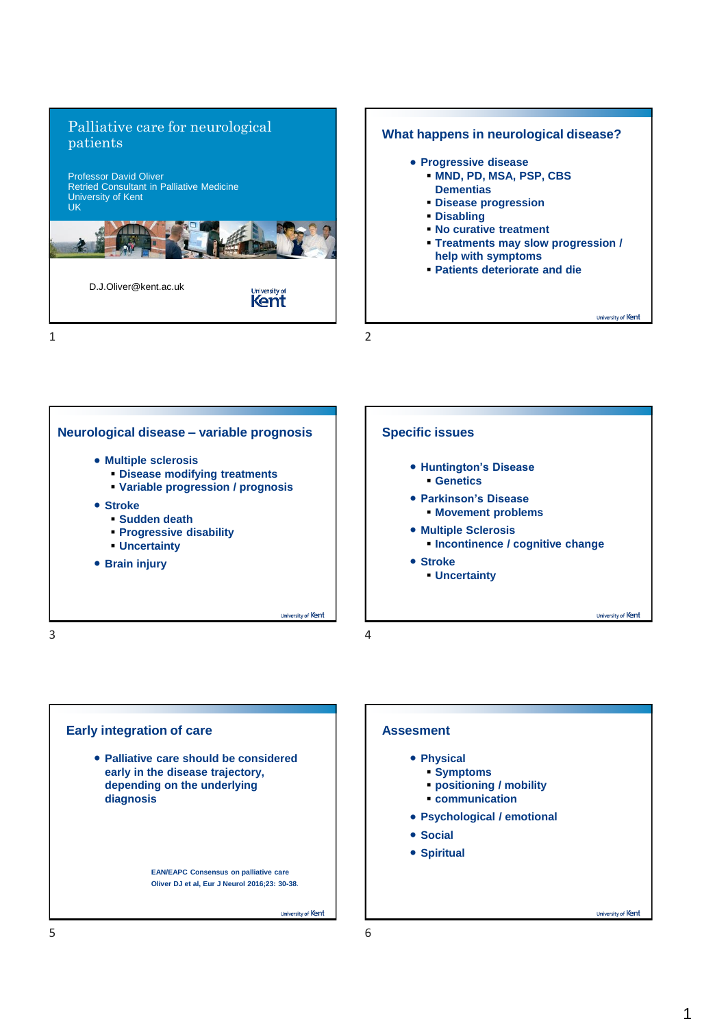# Palliative care for neurological patients

Professor David Oliver
Retried Consultant in Palliative Medicine
University of Kent
UK

D.J.Oliver@kent.ac.uk

## What happens in neurological disease?

- Progressive disease
  - MND, PD, MSA, PSP, CBS Dementias
  - Disease progression
  - Disabling
  - No curative treatment
  - Treatments may slow progression / help with symptoms
  - Patients deteriorate and die

## Neurological disease – variable prognosis

- Multiple sclerosis
  - Disease modifying treatments
  - Variable progression / prognosis
- Stroke
  - Sudden death
  - Progressive disability
  - Uncertainty
- Brain injury

## Specific issues

- Huntington's Disease
  - Genetics
- Parkinson's Disease
  - Movement problems
- Multiple Sclerosis
  - Incontinence / cognitive change
- Stroke
  - Uncertainty

## Early integration of care

- Palliative care should be considered early in the disease trajectory, depending on the underlying diagnosis

EAN/EAPC Consensus on palliative care
Oliver DJ et al, Eur J Neurol 2016;23: 30-38.

## Assesment

- Physical
  - Symptoms
  - positioning / mobility
  - communication
- Psychological / emotional
- Social
- Spiritual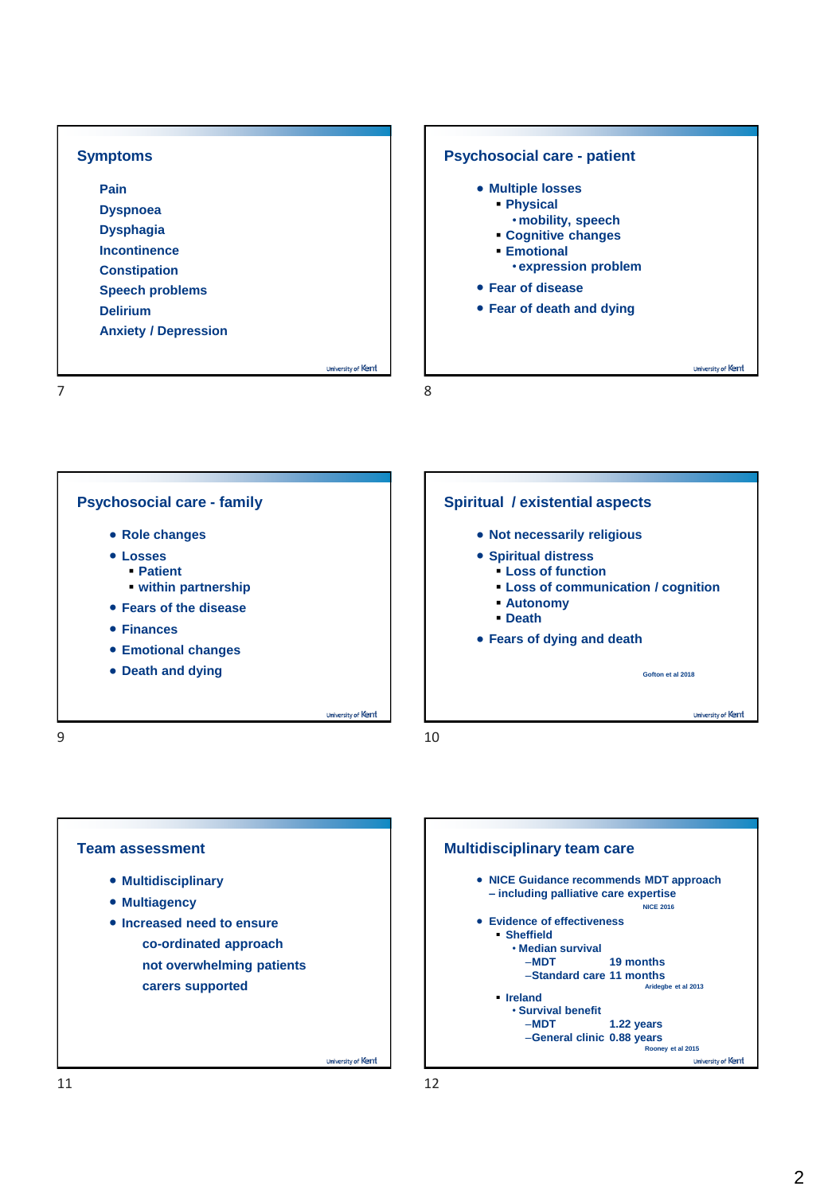## Symptoms

- Pain
- Dyspnoea
- Dysphagia
- Incontinence
- Constipation
- Speech problems
- Delirium
- Anxiety / Depression

## Psychosocial care - patient

- Multiple losses
  - Physical
    - mobility, speech
  - Cognitive changes
  - Emotional
    - expression problem
- Fear of disease
- Fear of death and dying

## Psychosocial care - family

- Role changes
- Losses
  - Patient
  - within partnership
- Fears of the disease
- Finances
- Emotional changes
- Death and dying

## Spiritual / existential aspects

- Not necessarily religious
- Spiritual distress
  - Loss of function
  - Loss of communication / cognition
  - Autonomy
  - Death
- Fears of dying and death

Gofton et al 2018

## Team assessment

- Multidisciplinary
- Multiagency
- Increased need to ensure
  - co-ordinated approach
  - not overwhelming patients
  - carers supported

## Multidisciplinary team care

- NICE Guidance recommends MDT approach – including palliative care expertise

  NICE 2016

- Evidence of effectiveness
  - Sheffield
    - Median survival
      - MDT 19 months
      - Standard care 11 months

      Aridegbe et al 2013
  - Ireland
    - Survival benefit
      - MDT 1.22 years
      - General clinic 0.88 years

      Rooney et al 2015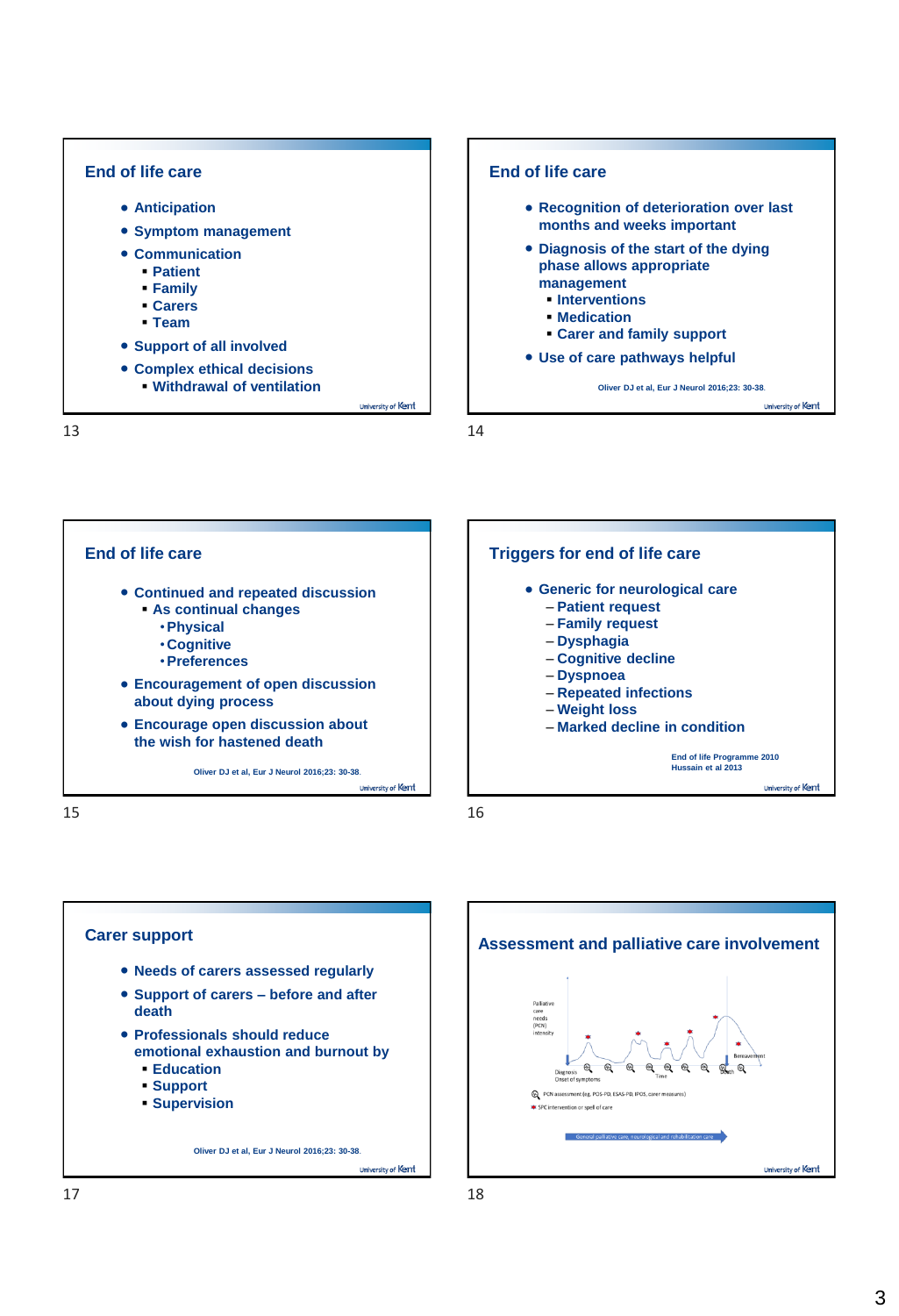## End of life care

- Anticipation
- Symptom management
- Communication
  - Patient
  - Family
  - Carers
  - Team
- Support of all involved
- Complex ethical decisions
  - Withdrawal of ventilation

## End of life care

- Recognition of deterioration over last months and weeks important
- Diagnosis of the start of the dying phase allows appropriate management
  - Interventions
  - Medication
  - Carer and family support
- Use of care pathways helpful

Oliver DJ et al, Eur J Neurol 2016;23: 30-38.

## End of life care

- Continued and repeated discussion
  - As continual changes
    - Physical
    - Cognitive
    - Preferences
- Encouragement of open discussion about dying process
- Encourage open discussion about the wish for hastened death

Oliver DJ et al, Eur J Neurol 2016;23: 30-38.

## Triggers for end of life care

- Generic for neurological care
  - Patient request
  - Family request
  - Dysphagia
  - Cognitive decline
  - Dyspnoea
  - Repeated infections
  - Weight loss
  - Marked decline in condition

End of life Programme 2010
Hussain et al 2013

## Carer support

- Needs of carers assessed regularly
- Support of carers – before and after death
- Professionals should reduce emotional exhaustion and burnout by
  - Education
  - Support
  - Supervision

Oliver DJ et al, Eur J Neurol 2016;23: 30-38.

## Assessment and palliative care involvement

Palliative care needs (PCN) intensity

Diagnosis / Onset of symptoms — Time — Death — Bereavement

PCN assessment (eg, POS-PD, ESAS-PD, IPOS, carer measures)

SPC intervention or spell of care

General palliative care, neurological and rehabilitation care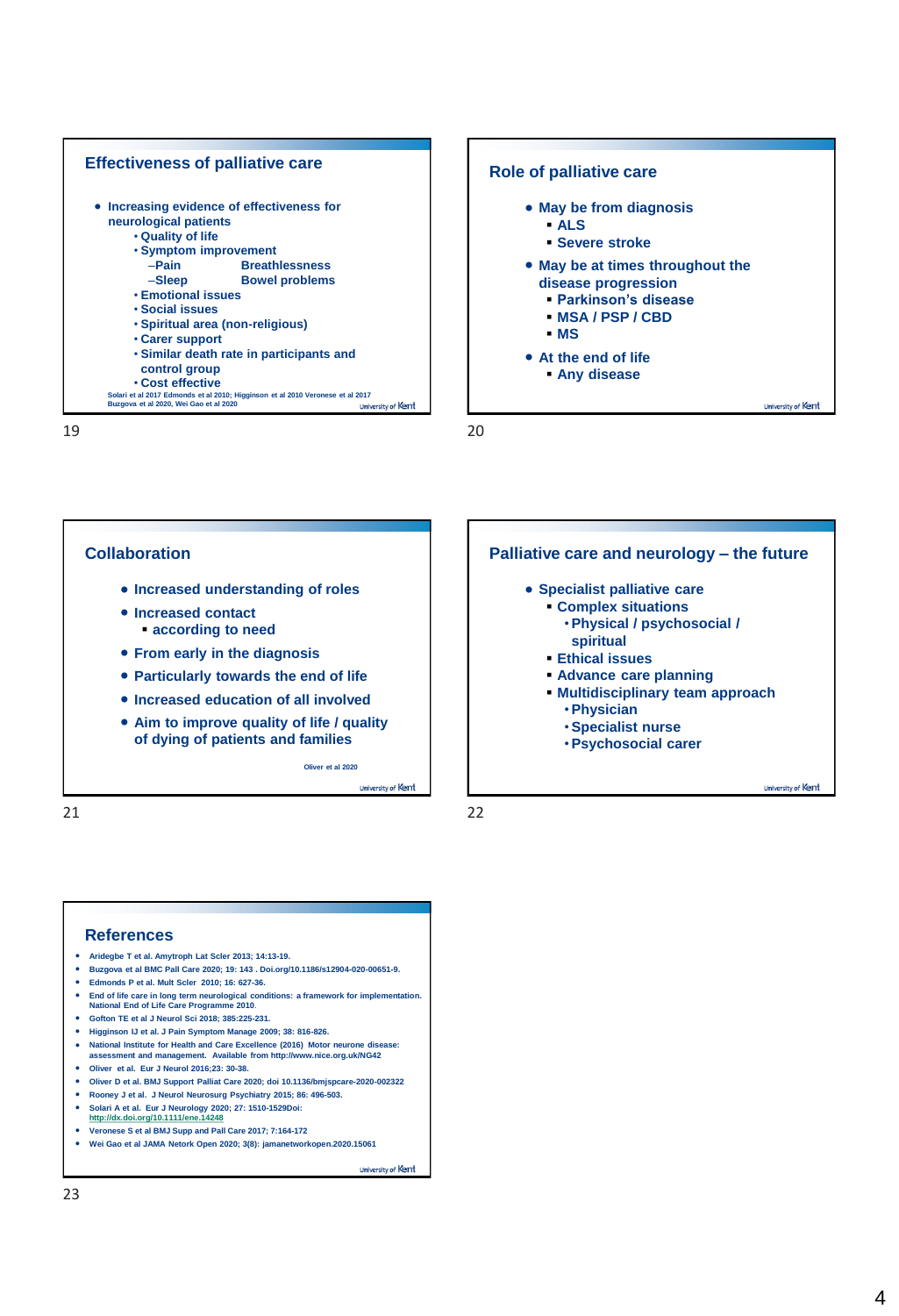## Effectiveness of palliative care

- Increasing evidence of effectiveness for neurological patients
  - Quality of life
  - Symptom improvement
    - –Pain Breathlessness
    - –Sleep Bowel problems
  - Emotional issues
  - Social issues
  - Spiritual area (non-religious)
  - Carer support
  - Similar death rate in participants and control group
  - Cost effective

Solari et al 2017 Edmonds et al 2010; Higginson et al 2010 Veronese et al 2017 Buzgova et al 2020, Wei Gao et al 2020

University of Kent

19

## Role of palliative care

- May be from diagnosis
  - ALS
  - Severe stroke
- May be at times throughout the disease progression
  - Parkinson's disease
  - MSA / PSP / CBD
  - MS
- At the end of life
  - Any disease

University of Kent

20

## Collaboration

- Increased understanding of roles
- Increased contact
  - according to need
- From early in the diagnosis
- Particularly towards the end of life
- Increased education of all involved
- Aim to improve quality of life / quality of dying of patients and families

Oliver et al 2020

University of Kent

21

## Palliative care and neurology – the future

- Specialist palliative care
  - Complex situations
    - Physical / psychosocial / spiritual
  - Ethical issues
  - Advance care planning
  - Multidisciplinary team approach
    - Physician
    - Specialist nurse
    - Psychosocial carer

University of Kent

22

## References

- Aridegbe T et al. Amytroph Lat Scler 2013; 14:13-19.
- Buzgova et al BMC Pall Care 2020; 19: 143 . Doi.org/10.1186/s12904-020-00651-9.
- Edmonds P et al. Mult Scler 2010; 16: 627-36.
- End of life care in long term neurological conditions: a framework for implementation. National End of Life Care Programme 2010.
- Gofton TE et al J Neurol Sci 2018; 385:225-231.
- Higginson IJ et al. J Pain Symptom Manage 2009; 38: 816-826.
- National Institute for Health and Care Excellence (2016) Motor neurone disease: assessment and management. Available from http://www.nice.org.uk/NG42
- Oliver et al. Eur J Neurol 2016;23: 30-38.
- Oliver D et al. BMJ Support Palliat Care 2020; doi 10.1136/bmjspcare-2020-002322
- Rooney J et al. J Neurol Neurosurg Psychiatry 2015; 86: 496-503.
- Solari A et al. Eur J Neurology 2020; 27: 1510-1529Doi: http://dx.doi.org/10.1111/ene.14248
- Veronese S et al BMJ Supp and Pall Care 2017; 7:164-172
- Wei Gao et al JAMA Netork Open 2020; 3(8): jamanetworkopen.2020.15061

University of Kent

23